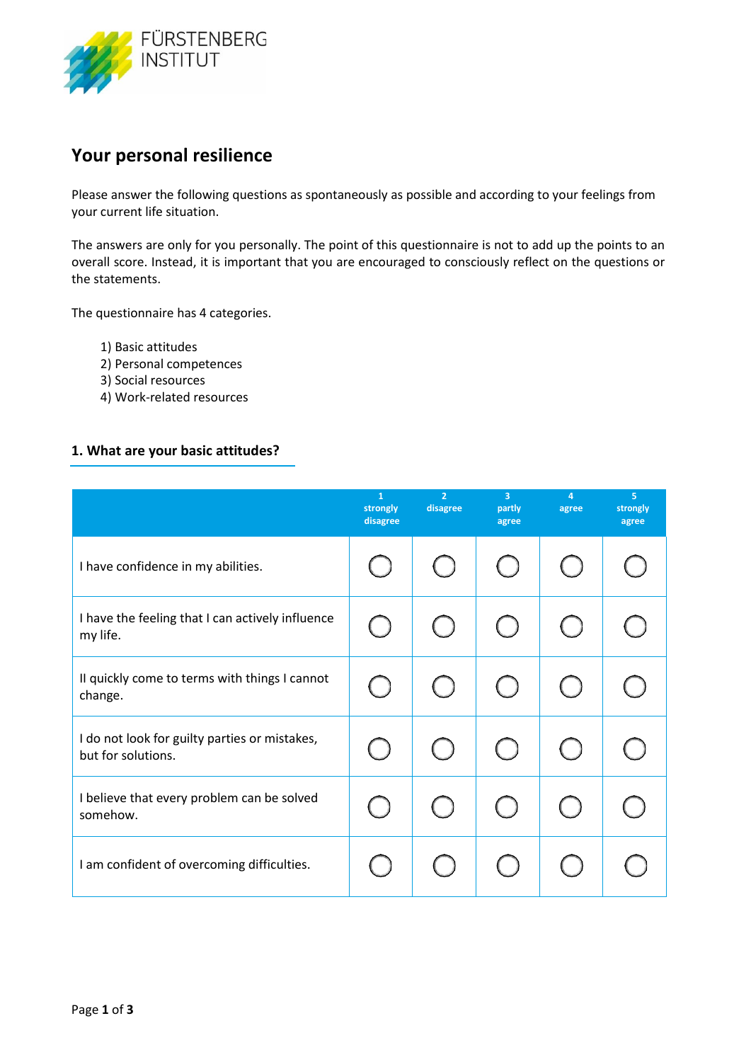FÜRSTENBERG INSTITUT

# Your personal resilience

Please answer the following questions as spontaneously as possible and according to your feelings from your current life situation.

The answers are only for you personally. The point of this questionnaire is not to add up the points to an overall score. Instead, it is important that you are encouraged to consciously reflect on the questions or the statements.

The questionnaire has 4 categories.

1) Basic attitudes
2) Personal competences
3) Social resources
4) Work-related resources

## 1. What are your basic attitudes?

| | 1 strongly disagree | 2 disagree | 3 partly agree | 4 agree | 5 strongly agree |
|---|---|---|---|---|---|
| I have confidence in my abilities. | ◯ | ◯ | ◯ | ◯ | ◯ |
| I have the feeling that I can actively influence my life. | ◯ | ◯ | ◯ | ◯ | ◯ |
| Il quickly come to terms with things I cannot change. | ◯ | ◯ | ◯ | ◯ | ◯ |
| I do not look for guilty parties or mistakes, but for solutions. | ◯ | ◯ | ◯ | ◯ | ◯ |
| I believe that every problem can be solved somehow. | ◯ | ◯ | ◯ | ◯ | ◯ |
| I am confident of overcoming difficulties. | ◯ | ◯ | ◯ | ◯ | ◯ |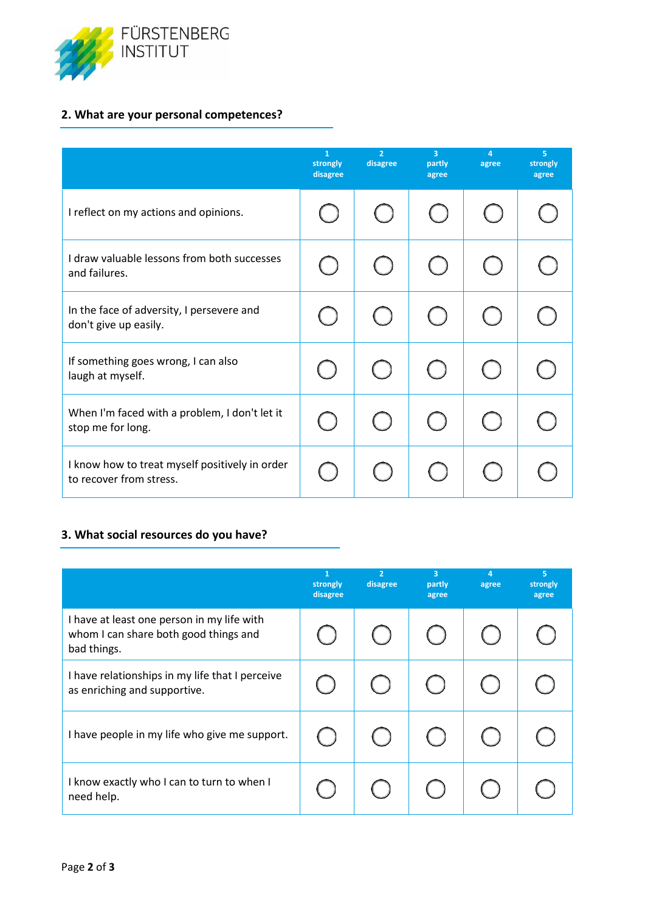FÜRSTENBERG INSTITUT

## 2. What are your personal competences?

| | 1 strongly disagree | 2 disagree | 3 partly agree | 4 agree | 5 strongly agree |
|---|---|---|---|---|---|
| I reflect on my actions and opinions. | ◯ | ◯ | ◯ | ◯ | ◯ |
| I draw valuable lessons from both successes and failures. | ◯ | ◯ | ◯ | ◯ | ◯ |
| In the face of adversity, I persevere and don't give up easily. | ◯ | ◯ | ◯ | ◯ | ◯ |
| If something goes wrong, I can also laugh at myself. | ◯ | ◯ | ◯ | ◯ | ◯ |
| When I'm faced with a problem, I don't let it stop me for long. | ◯ | ◯ | ◯ | ◯ | ◯ |
| I know how to treat myself positively in order to recover from stress. | ◯ | ◯ | ◯ | ◯ | ◯ |

## 3. What social resources do you have?

| | 1 strongly disagree | 2 disagree | 3 partly agree | 4 agree | 5 strongly agree |
|---|---|---|---|---|---|
| I have at least one person in my life with whom I can share both good things and bad things. | ◯ | ◯ | ◯ | ◯ | ◯ |
| I have relationships in my life that I perceive as enriching and supportive. | ◯ | ◯ | ◯ | ◯ | ◯ |
| I have people in my life who give me support. | ◯ | ◯ | ◯ | ◯ | ◯ |
| I know exactly who I can to turn to when I need help. | ◯ | ◯ | ◯ | ◯ | ◯ |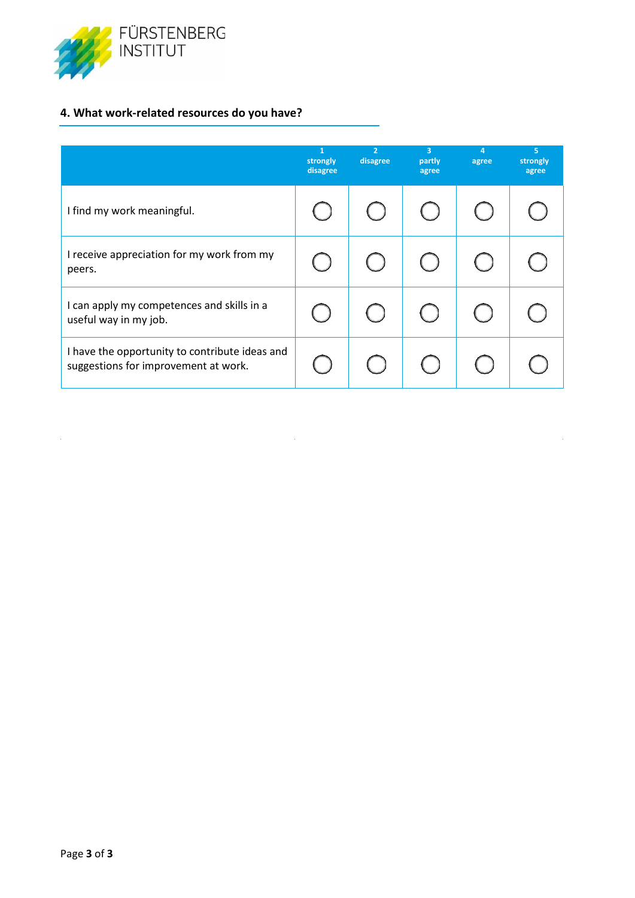FÜRSTENBERG INSTITUT

### 4. What work-related resources do you have?

| | 1 strongly disagree | 2 disagree | 3 partly agree | 4 agree | 5 strongly agree |
|---|---|---|---|---|---|
| I find my work meaningful. | ◯ | ◯ | ◯ | ◯ | ◯ |
| I receive appreciation for my work from my peers. | ◯ | ◯ | ◯ | ◯ | ◯ |
| I can apply my competences and skills in a useful way in my job. | ◯ | ◯ | ◯ | ◯ | ◯ |
| I have the opportunity to contribute ideas and suggestions for improvement at work. | ◯ | ◯ | ◯ | ◯ | ◯ |